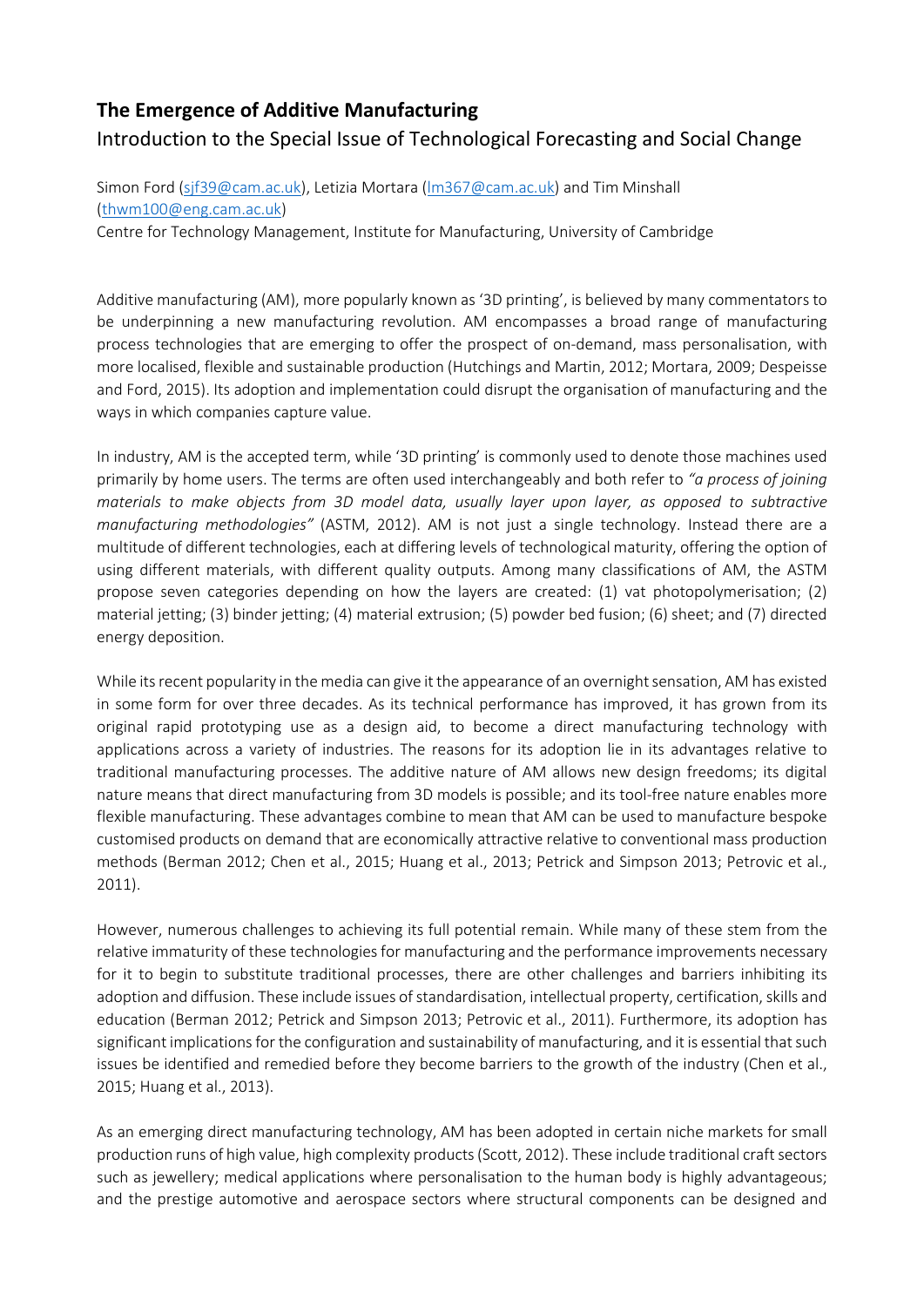# The Emergence of Additive Manufacturing

## Introduction to the Special Issue of Technological Forecasting and Social Change

Simon Ford (sjf39@cam.ac.uk), Letizia Mortara (lm367@cam.ac.uk) and Tim Minshall (thwm100@eng.cam.ac.uk)

Centre for Technology Management, Institute for Manufacturing, University of Cambridge

Additive manufacturing (AM), more popularly known as '3D printing', is believed by many commentators to be underpinning a new manufacturing revolution. AM encompasses a broad range of manufacturing process technologies that are emerging to offer the prospect of on-demand, mass personalisation, with more localised, flexible and sustainable production (Hutchings and Martin, 2012; Mortara, 2009; Despeisse and Ford, 2015). Its adoption and implementation could disrupt the organisation of manufacturing and the ways in which companies capture value.

In industry, AM is the accepted term, while '3D printing' is commonly used to denote those machines used primarily by home users. The terms are often used interchangeably and both refer to *"a process of joining materials to make objects from 3D model data, usually layer upon layer, as opposed to subtractive manufacturing methodologies"* (ASTM, 2012). AM is not just a single technology. Instead there are a multitude of different technologies, each at differing levels of technological maturity, offering the option of using different materials, with different quality outputs. Among many classifications of AM, the ASTM propose seven categories depending on how the layers are created: (1) vat photopolymerisation; (2) material jetting; (3) binder jetting; (4) material extrusion; (5) powder bed fusion; (6) sheet; and (7) directed energy deposition.

While its recent popularity in the media can give it the appearance of an overnight sensation, AM has existed in some form for over three decades. As its technical performance has improved, it has grown from its original rapid prototyping use as a design aid, to become a direct manufacturing technology with applications across a variety of industries. The reasons for its adoption lie in its advantages relative to traditional manufacturing processes. The additive nature of AM allows new design freedoms; its digital nature means that direct manufacturing from 3D models is possible; and its tool-free nature enables more flexible manufacturing. These advantages combine to mean that AM can be used to manufacture bespoke customised products on demand that are economically attractive relative to conventional mass production methods (Berman 2012; Chen et al., 2015; Huang et al., 2013; Petrick and Simpson 2013; Petrovic et al., 2011).

However, numerous challenges to achieving its full potential remain. While many of these stem from the relative immaturity of these technologies for manufacturing and the performance improvements necessary for it to begin to substitute traditional processes, there are other challenges and barriers inhibiting its adoption and diffusion. These include issues of standardisation, intellectual property, certification, skills and education (Berman 2012; Petrick and Simpson 2013; Petrovic et al., 2011). Furthermore, its adoption has significant implications for the configuration and sustainability of manufacturing, and it is essential that such issues be identified and remedied before they become barriers to the growth of the industry (Chen et al., 2015; Huang et al., 2013).

As an emerging direct manufacturing technology, AM has been adopted in certain niche markets for small production runs of high value, high complexity products (Scott, 2012). These include traditional craft sectors such as jewellery; medical applications where personalisation to the human body is highly advantageous; and the prestige automotive and aerospace sectors where structural components can be designed and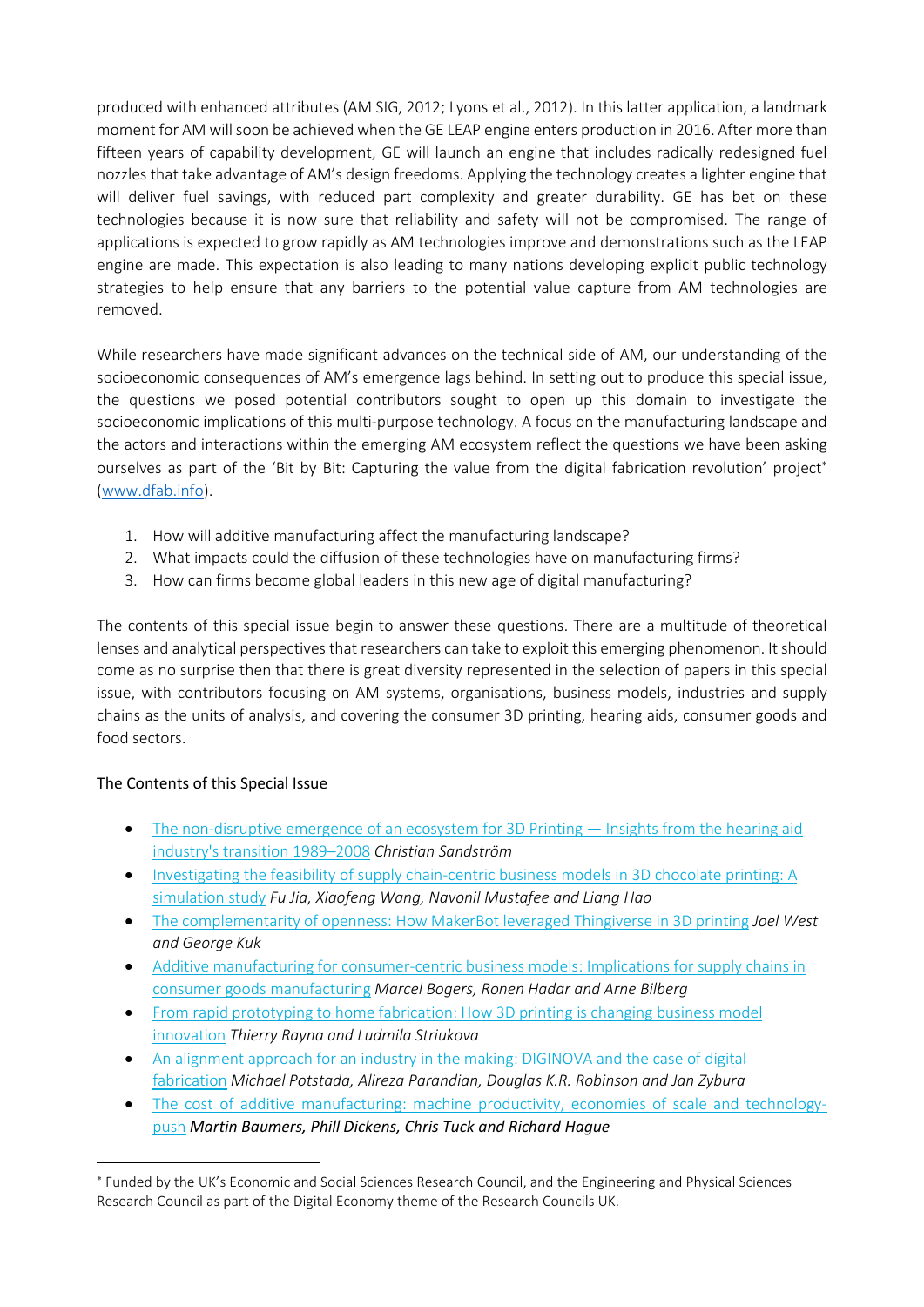produced with enhanced attributes (AM SIG, 2012; Lyons et al., 2012). In this latter application, a landmark moment for AM will soon be achieved when the GE LEAP engine enters production in 2016. After more than fifteen years of capability development, GE will launch an engine that includes radically redesigned fuel nozzles that take advantage of AM's design freedoms. Applying the technology creates a lighter engine that will deliver fuel savings, with reduced part complexity and greater durability. GE has bet on these technologies because it is now sure that reliability and safety will not be compromised. The range of applications is expected to grow rapidly as AM technologies improve and demonstrations such as the LEAP engine are made. This expectation is also leading to many nations developing explicit public technology strategies to help ensure that any barriers to the potential value capture from AM technologies are removed.

While researchers have made significant advances on the technical side of AM, our understanding of the socioeconomic consequences of AM's emergence lags behind. In setting out to produce this special issue, the questions we posed potential contributors sought to open up this domain to investigate the socioeconomic implications of this multi-purpose technology. A focus on the manufacturing landscape and the actors and interactions within the emerging AM ecosystem reflect the questions we have been asking ourselves as part of the 'Bit by Bit: Capturing the value from the digital fabrication revolution' project* (www.dfab.info).

1. How will additive manufacturing affect the manufacturing landscape?
2. What impacts could the diffusion of these technologies have on manufacturing firms?
3. How can firms become global leaders in this new age of digital manufacturing?

The contents of this special issue begin to answer these questions. There are a multitude of theoretical lenses and analytical perspectives that researchers can take to exploit this emerging phenomenon. It should come as no surprise then that there is great diversity represented in the selection of papers in this special issue, with contributors focusing on AM systems, organisations, business models, industries and supply chains as the units of analysis, and covering the consumer 3D printing, hearing aids, consumer goods and food sectors.

## The Contents of this Special Issue

- The non-disruptive emergence of an ecosystem for 3D Printing — Insights from the hearing aid industry's transition 1989–2008 *Christian Sandström*
- Investigating the feasibility of supply chain-centric business models in 3D chocolate printing: A simulation study *Fu Jia, Xiaofeng Wang, Navonil Mustafee and Liang Hao*
- The complementarity of openness: How MakerBot leveraged Thingiverse in 3D printing *Joel West and George Kuk*
- Additive manufacturing for consumer-centric business models: Implications for supply chains in consumer goods manufacturing *Marcel Bogers, Ronen Hadar and Arne Bilberg*
- From rapid prototyping to home fabrication: How 3D printing is changing business model innovation *Thierry Rayna and Ludmila Striukova*
- An alignment approach for an industry in the making: DIGINOVA and the case of digital fabrication *Michael Potstada, Alireza Parandian, Douglas K.R. Robinson and Jan Zybura*
- The cost of additive manufacturing: machine productivity, economies of scale and technology-push ***Martin Baumers, Phill Dickens, Chris Tuck and Richard Hague***

* Funded by the UK's Economic and Social Sciences Research Council, and the Engineering and Physical Sciences Research Council as part of the Digital Economy theme of the Research Councils UK.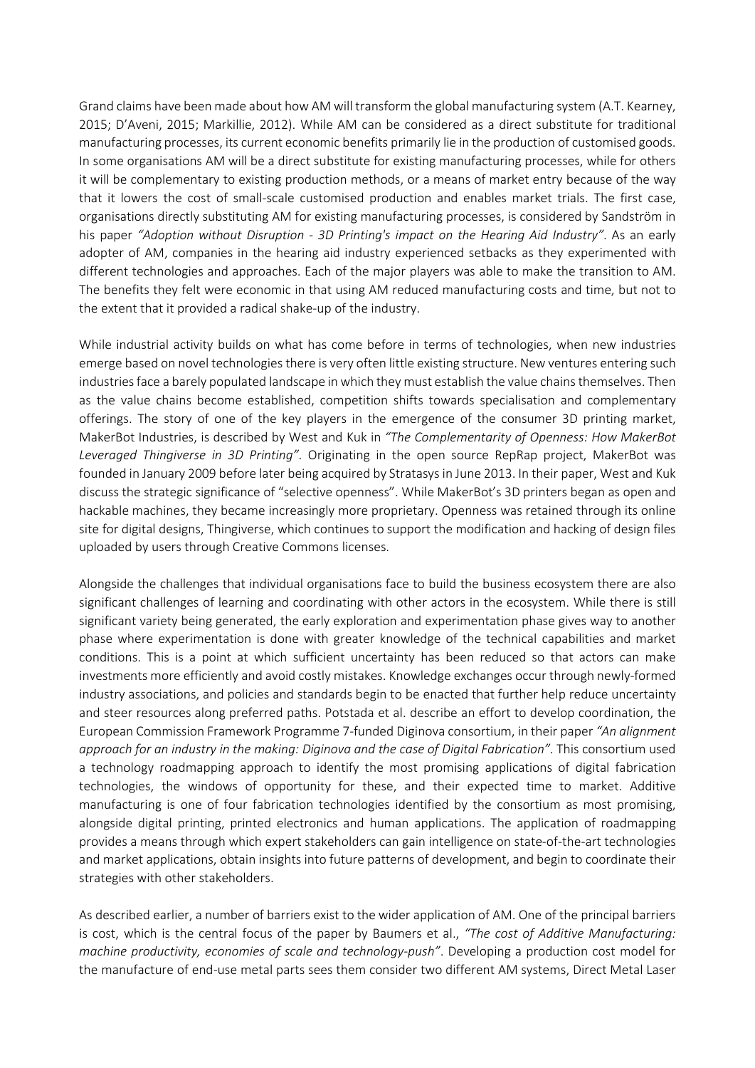Grand claims have been made about how AM will transform the global manufacturing system (A.T. Kearney, 2015; D'Aveni, 2015; Markillie, 2012). While AM can be considered as a direct substitute for traditional manufacturing processes, its current economic benefits primarily lie in the production of customised goods. In some organisations AM will be a direct substitute for existing manufacturing processes, while for others it will be complementary to existing production methods, or a means of market entry because of the way that it lowers the cost of small-scale customised production and enables market trials. The first case, organisations directly substituting AM for existing manufacturing processes, is considered by Sandström in his paper *"Adoption without Disruption - 3D Printing's impact on the Hearing Aid Industry"*. As an early adopter of AM, companies in the hearing aid industry experienced setbacks as they experimented with different technologies and approaches. Each of the major players was able to make the transition to AM. The benefits they felt were economic in that using AM reduced manufacturing costs and time, but not to the extent that it provided a radical shake-up of the industry.

While industrial activity builds on what has come before in terms of technologies, when new industries emerge based on novel technologies there is very often little existing structure. New ventures entering such industries face a barely populated landscape in which they must establish the value chains themselves. Then as the value chains become established, competition shifts towards specialisation and complementary offerings. The story of one of the key players in the emergence of the consumer 3D printing market, MakerBot Industries, is described by West and Kuk in *"The Complementarity of Openness: How MakerBot Leveraged Thingiverse in 3D Printing"*. Originating in the open source RepRap project, MakerBot was founded in January 2009 before later being acquired by Stratasys in June 2013. In their paper, West and Kuk discuss the strategic significance of "selective openness". While MakerBot's 3D printers began as open and hackable machines, they became increasingly more proprietary. Openness was retained through its online site for digital designs, Thingiverse, which continues to support the modification and hacking of design files uploaded by users through Creative Commons licenses.

Alongside the challenges that individual organisations face to build the business ecosystem there are also significant challenges of learning and coordinating with other actors in the ecosystem. While there is still significant variety being generated, the early exploration and experimentation phase gives way to another phase where experimentation is done with greater knowledge of the technical capabilities and market conditions. This is a point at which sufficient uncertainty has been reduced so that actors can make investments more efficiently and avoid costly mistakes. Knowledge exchanges occur through newly-formed industry associations, and policies and standards begin to be enacted that further help reduce uncertainty and steer resources along preferred paths. Potstada et al. describe an effort to develop coordination, the European Commission Framework Programme 7-funded Diginova consortium, in their paper *"An alignment approach for an industry in the making: Diginova and the case of Digital Fabrication"*. This consortium used a technology roadmapping approach to identify the most promising applications of digital fabrication technologies, the windows of opportunity for these, and their expected time to market. Additive manufacturing is one of four fabrication technologies identified by the consortium as most promising, alongside digital printing, printed electronics and human applications. The application of roadmapping provides a means through which expert stakeholders can gain intelligence on state-of-the-art technologies and market applications, obtain insights into future patterns of development, and begin to coordinate their strategies with other stakeholders.

As described earlier, a number of barriers exist to the wider application of AM. One of the principal barriers is cost, which is the central focus of the paper by Baumers et al., *"The cost of Additive Manufacturing: machine productivity, economies of scale and technology-push"*. Developing a production cost model for the manufacture of end-use metal parts sees them consider two different AM systems, Direct Metal Laser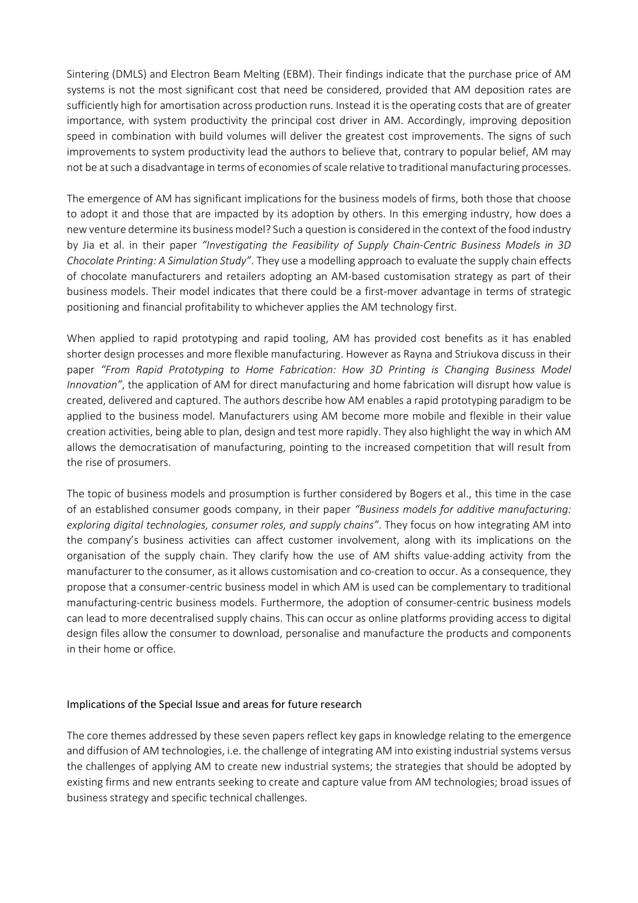Sintering (DMLS) and Electron Beam Melting (EBM). Their findings indicate that the purchase price of AM systems is not the most significant cost that need be considered, provided that AM deposition rates are sufficiently high for amortisation across production runs. Instead it is the operating costs that are of greater importance, with system productivity the principal cost driver in AM. Accordingly, improving deposition speed in combination with build volumes will deliver the greatest cost improvements. The signs of such improvements to system productivity lead the authors to believe that, contrary to popular belief, AM may not be at such a disadvantage in terms of economies of scale relative to traditional manufacturing processes.

The emergence of AM has significant implications for the business models of firms, both those that choose to adopt it and those that are impacted by its adoption by others. In this emerging industry, how does a new venture determine its business model? Such a question is considered in the context of the food industry by Jia et al. in their paper *"Investigating the Feasibility of Supply Chain-Centric Business Models in 3D Chocolate Printing: A Simulation Study"*. They use a modelling approach to evaluate the supply chain effects of chocolate manufacturers and retailers adopting an AM-based customisation strategy as part of their business models. Their model indicates that there could be a first-mover advantage in terms of strategic positioning and financial profitability to whichever applies the AM technology first.

When applied to rapid prototyping and rapid tooling, AM has provided cost benefits as it has enabled shorter design processes and more flexible manufacturing. However as Rayna and Striukova discuss in their paper *"From Rapid Prototyping to Home Fabrication: How 3D Printing is Changing Business Model Innovation"*, the application of AM for direct manufacturing and home fabrication will disrupt how value is created, delivered and captured. The authors describe how AM enables a rapid prototyping paradigm to be applied to the business model. Manufacturers using AM become more mobile and flexible in their value creation activities, being able to plan, design and test more rapidly. They also highlight the way in which AM allows the democratisation of manufacturing, pointing to the increased competition that will result from the rise of prosumers.

The topic of business models and prosumption is further considered by Bogers et al., this time in the case of an established consumer goods company, in their paper *"Business models for additive manufacturing: exploring digital technologies, consumer roles, and supply chains"*. They focus on how integrating AM into the company's business activities can affect customer involvement, along with its implications on the organisation of the supply chain. They clarify how the use of AM shifts value-adding activity from the manufacturer to the consumer, as it allows customisation and co-creation to occur. As a consequence, they propose that a consumer-centric business model in which AM is used can be complementary to traditional manufacturing-centric business models. Furthermore, the adoption of consumer-centric business models can lead to more decentralised supply chains. This can occur as online platforms providing access to digital design files allow the consumer to download, personalise and manufacture the products and components in their home or office.

## Implications of the Special Issue and areas for future research

The core themes addressed by these seven papers reflect key gaps in knowledge relating to the emergence and diffusion of AM technologies, i.e. the challenge of integrating AM into existing industrial systems versus the challenges of applying AM to create new industrial systems; the strategies that should be adopted by existing firms and new entrants seeking to create and capture value from AM technologies; broad issues of business strategy and specific technical challenges.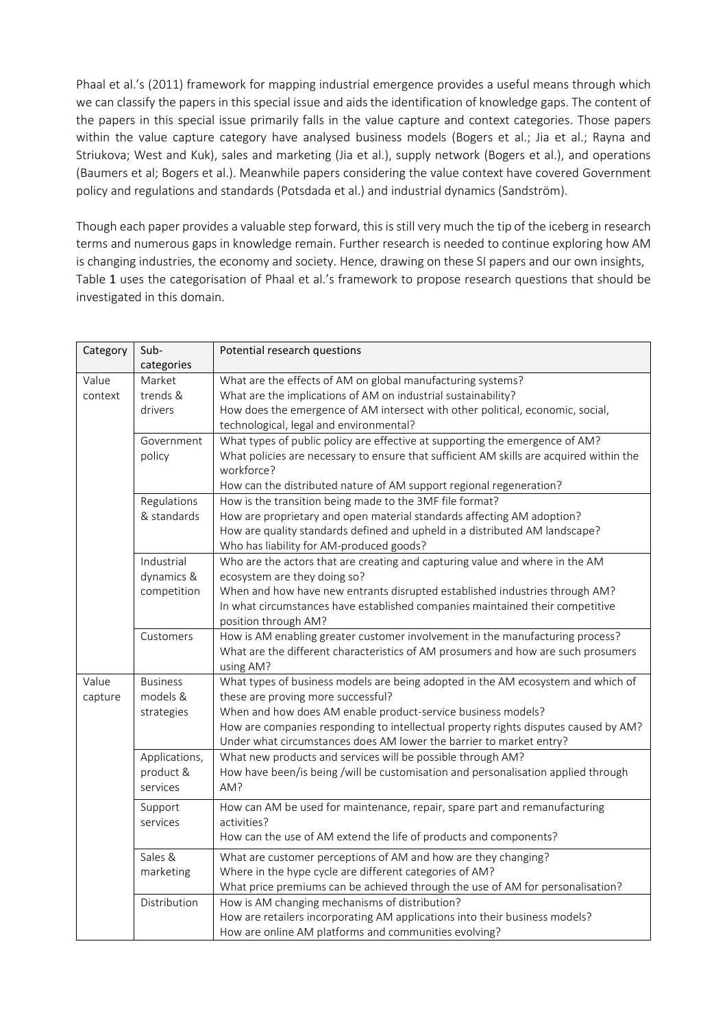Phaal et al.'s (2011) framework for mapping industrial emergence provides a useful means through which we can classify the papers in this special issue and aids the identification of knowledge gaps. The content of the papers in this special issue primarily falls in the value capture and context categories. Those papers within the value capture category have analysed business models (Bogers et al.; Jia et al.; Rayna and Striukova; West and Kuk), sales and marketing (Jia et al.), supply network (Bogers et al.), and operations (Baumers et al; Bogers et al.). Meanwhile papers considering the value context have covered Government policy and regulations and standards (Potsdada et al.) and industrial dynamics (Sandström).

Though each paper provides a valuable step forward, this is still very much the tip of the iceberg in research terms and numerous gaps in knowledge remain. Further research is needed to continue exploring how AM is changing industries, the economy and society. Hence, drawing on these SI papers and our own insights, Table 1 uses the categorisation of Phaal et al.'s framework to propose research questions that should be investigated in this domain.

| Category | Sub-categories | Potential research questions |
|---|---|---|
| Value context | Market trends & drivers | What are the effects of AM on global manufacturing systems?<br>What are the implications of AM on industrial sustainability?<br>How does the emergence of AM intersect with other political, economic, social, technological, legal and environmental? |
| | Government policy | What types of public policy are effective at supporting the emergence of AM?<br>What policies are necessary to ensure that sufficient AM skills are acquired within the workforce?<br>How can the distributed nature of AM support regional regeneration? |
| | Regulations & standards | How is the transition being made to the 3MF file format?<br>How are proprietary and open material standards affecting AM adoption?<br>How are quality standards defined and upheld in a distributed AM landscape?<br>Who has liability for AM-produced goods? |
| | Industrial dynamics & competition | Who are the actors that are creating and capturing value and where in the AM ecosystem are they doing so?<br>When and how have new entrants disrupted established industries through AM?<br>In what circumstances have established companies maintained their competitive position through AM? |
| | Customers | How is AM enabling greater customer involvement in the manufacturing process?<br>What are the different characteristics of AM prosumers and how are such prosumers using AM? |
| Value capture | Business models & strategies | What types of business models are being adopted in the AM ecosystem and which of these are proving more successful?<br>When and how does AM enable product-service business models?<br>How are companies responding to intellectual property rights disputes caused by AM?<br>Under what circumstances does AM lower the barrier to market entry? |
| | Applications, product & services | What new products and services will be possible through AM?<br>How have been/is being /will be customisation and personalisation applied through AM? |
| | Support services | How can AM be used for maintenance, repair, spare part and remanufacturing activities?<br>How can the use of AM extend the life of products and components? |
| | Sales & marketing | What are customer perceptions of AM and how are they changing?<br>Where in the hype cycle are different categories of AM?<br>What price premiums can be achieved through the use of AM for personalisation? |
| | Distribution | How is AM changing mechanisms of distribution?<br>How are retailers incorporating AM applications into their business models?<br>How are online AM platforms and communities evolving? |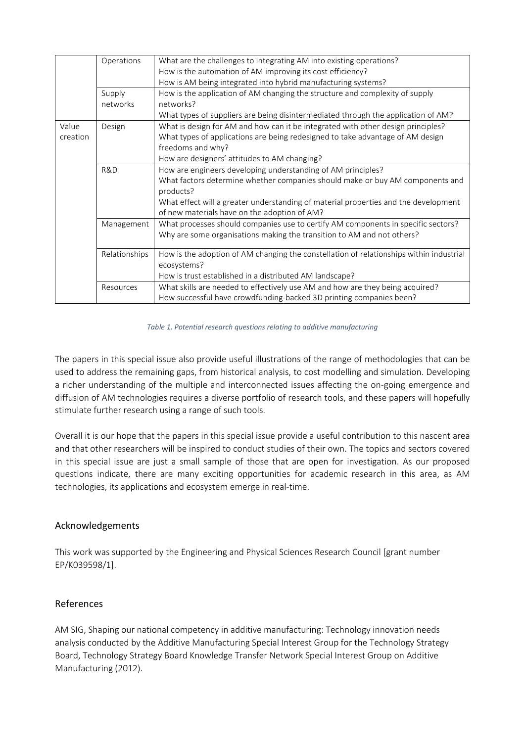| | | |
|---|---|---|
| | Operations | What are the challenges to integrating AM into existing operations?<br>How is the automation of AM improving its cost efficiency?<br>How is AM being integrated into hybrid manufacturing systems? |
| | Supply networks | How is the application of AM changing the structure and complexity of supply networks?<br>What types of suppliers are being disintermediated through the application of AM? |
| Value creation | Design | What is design for AM and how can it be integrated with other design principles?<br>What types of applications are being redesigned to take advantage of AM design freedoms and why?<br>How are designers' attitudes to AM changing? |
| | R&D | How are engineers developing understanding of AM principles?<br>What factors determine whether companies should make or buy AM components and products?<br>What effect will a greater understanding of material properties and the development of new materials have on the adoption of AM? |
| | Management | What processes should companies use to certify AM components in specific sectors?<br>Why are some organisations making the transition to AM and not others? |
| | Relationships | How is the adoption of AM changing the constellation of relationships within industrial ecosystems?<br>How is trust established in a distributed AM landscape? |
| | Resources | What skills are needed to effectively use AM and how are they being acquired?<br>How successful have crowdfunding-backed 3D printing companies been? |

*Table 1. Potential research questions relating to additive manufacturing*

The papers in this special issue also provide useful illustrations of the range of methodologies that can be used to address the remaining gaps, from historical analysis, to cost modelling and simulation. Developing a richer understanding of the multiple and interconnected issues affecting the on-going emergence and diffusion of AM technologies requires a diverse portfolio of research tools, and these papers will hopefully stimulate further research using a range of such tools.

Overall it is our hope that the papers in this special issue provide a useful contribution to this nascent area and that other researchers will be inspired to conduct studies of their own. The topics and sectors covered in this special issue are just a small sample of those that are open for investigation. As our proposed questions indicate, there are many exciting opportunities for academic research in this area, as AM technologies, its applications and ecosystem emerge in real-time.

## Acknowledgements

This work was supported by the Engineering and Physical Sciences Research Council [grant number EP/K039598/1].

## References

AM SIG, Shaping our national competency in additive manufacturing: Technology innovation needs analysis conducted by the Additive Manufacturing Special Interest Group for the Technology Strategy Board, Technology Strategy Board Knowledge Transfer Network Special Interest Group on Additive Manufacturing (2012).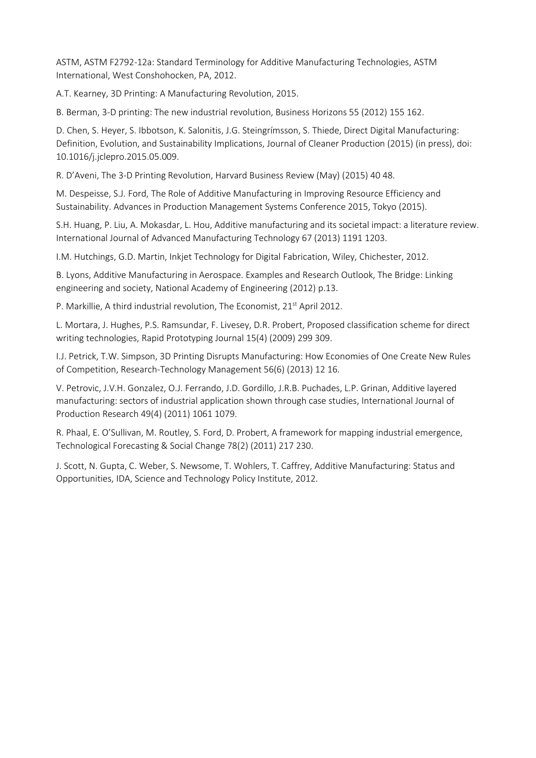ASTM, ASTM F2792-12a: Standard Terminology for Additive Manufacturing Technologies, ASTM International, West Conshohocken, PA, 2012.

A.T. Kearney, 3D Printing: A Manufacturing Revolution, 2015.

B. Berman, 3-D printing: The new industrial revolution, Business Horizons 55 (2012) 155 162.

D. Chen, S. Heyer, S. Ibbotson, K. Salonitis, J.G. Steingrímsson, S. Thiede, Direct Digital Manufacturing: Definition, Evolution, and Sustainability Implications, Journal of Cleaner Production (2015) (in press), doi: 10.1016/j.jclepro.2015.05.009.

R. D'Aveni, The 3-D Printing Revolution, Harvard Business Review (May) (2015) 40 48.

M. Despeisse, S.J. Ford, The Role of Additive Manufacturing in Improving Resource Efficiency and Sustainability. Advances in Production Management Systems Conference 2015, Tokyo (2015).

S.H. Huang, P. Liu, A. Mokasdar, L. Hou, Additive manufacturing and its societal impact: a literature review. International Journal of Advanced Manufacturing Technology 67 (2013) 1191 1203.

I.M. Hutchings, G.D. Martin, Inkjet Technology for Digital Fabrication, Wiley, Chichester, 2012.

B. Lyons, Additive Manufacturing in Aerospace. Examples and Research Outlook, The Bridge: Linking engineering and society, National Academy of Engineering (2012) p.13.

P. Markillie, A third industrial revolution, The Economist, 21st April 2012.

L. Mortara, J. Hughes, P.S. Ramsundar, F. Livesey, D.R. Probert, Proposed classification scheme for direct writing technologies, Rapid Prototyping Journal 15(4) (2009) 299 309.

I.J. Petrick, T.W. Simpson, 3D Printing Disrupts Manufacturing: How Economies of One Create New Rules of Competition, Research-Technology Management 56(6) (2013) 12 16.

V. Petrovic, J.V.H. Gonzalez, O.J. Ferrando, J.D. Gordillo, J.R.B. Puchades, L.P. Grinan, Additive layered manufacturing: sectors of industrial application shown through case studies, International Journal of Production Research 49(4) (2011) 1061 1079.

R. Phaal, E. O'Sullivan, M. Routley, S. Ford, D. Probert, A framework for mapping industrial emergence, Technological Forecasting & Social Change 78(2) (2011) 217 230.

J. Scott, N. Gupta, C. Weber, S. Newsome, T. Wohlers, T. Caffrey, Additive Manufacturing: Status and Opportunities, IDA, Science and Technology Policy Institute, 2012.